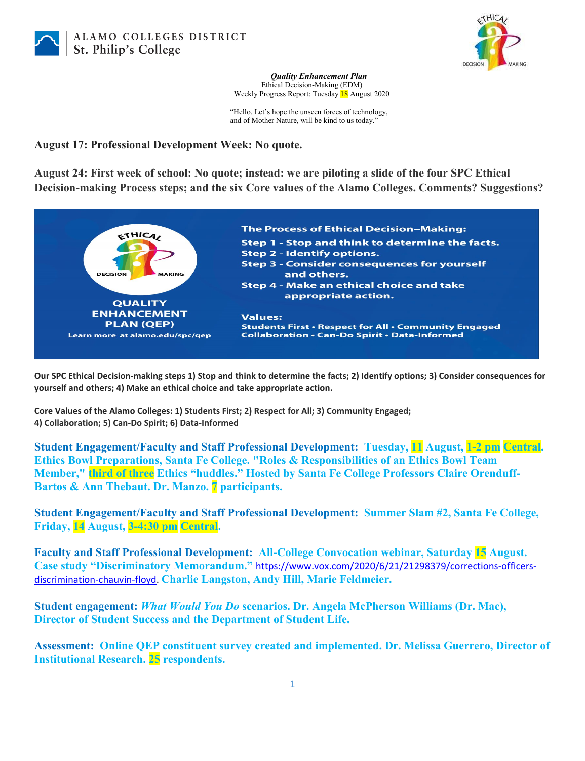ALAMO COLLEGES DISTRICT
St. Philip's College

***Quality Enhancement Plan***
Ethical Decision-Making (EDM)
Weekly Progress Report: Tuesday 18 August 2020

"Hello. Let's hope the unseen forces of technology, and of Mother Nature, will be kind to us today."

**August 17: Professional Development Week: No quote.**

**August 24: First week of school: No quote; instead: we are piloting a slide of the four SPC Ethical Decision-making Process steps; and the six Core values of the Alamo Colleges. Comments? Suggestions?**

ETHICAL DECISION MAKING

QUALITY ENHANCEMENT PLAN (QEP)
Learn more at alamo.edu/spc/qep

The Process of Ethical Decision–Making:
Step 1 - Stop and think to determine the facts.
Step 2 - Identify options.
Step 3 - Consider consequences for yourself and others.
Step 4 - Make an ethical choice and take appropriate action.

Values:
Students First • Respect for All • Community Engaged
Collaboration • Can-Do Spirit • Data-Informed

**Our SPC Ethical Decision-making steps 1) Stop and think to determine the facts; 2) Identify options; 3) Consider consequences for yourself and others; 4) Make an ethical choice and take appropriate action.**

**Core Values of the Alamo Colleges: 1) Students First; 2) Respect for All; 3) Community Engaged; 4) Collaboration; 5) Can-Do Spirit; 6) Data-Informed**

**Student Engagement/Faculty and Staff Professional Development: Tuesday, 11 August, 1-2 pm Central. Ethics Bowl Preparations, Santa Fe College. "Roles & Responsibilities of an Ethics Bowl Team Member," third of three Ethics "huddles." Hosted by Santa Fe College Professors Claire Orenduff-Bartos & Ann Thebaut. Dr. Manzo. 7 participants.**

**Student Engagement/Faculty and Staff Professional Development: Summer Slam #2, Santa Fe College, Friday, 14 August, 3-4:30 pm Central.**

**Faculty and Staff Professional Development: All-College Convocation webinar, Saturday 15 August. Case study "Discriminatory Memorandum."** https://www.vox.com/2020/6/21/21298379/corrections-officers-discrimination-chauvin-floyd. **Charlie Langston, Andy Hill, Marie Feldmeier.**

**Student engagement: *What Would You Do* scenarios. Dr. Angela McPherson Williams (Dr. Mac), Director of Student Success and the Department of Student Life.**

**Assessment: Online QEP constituent survey created and implemented. Dr. Melissa Guerrero, Director of Institutional Research. 25 respondents.**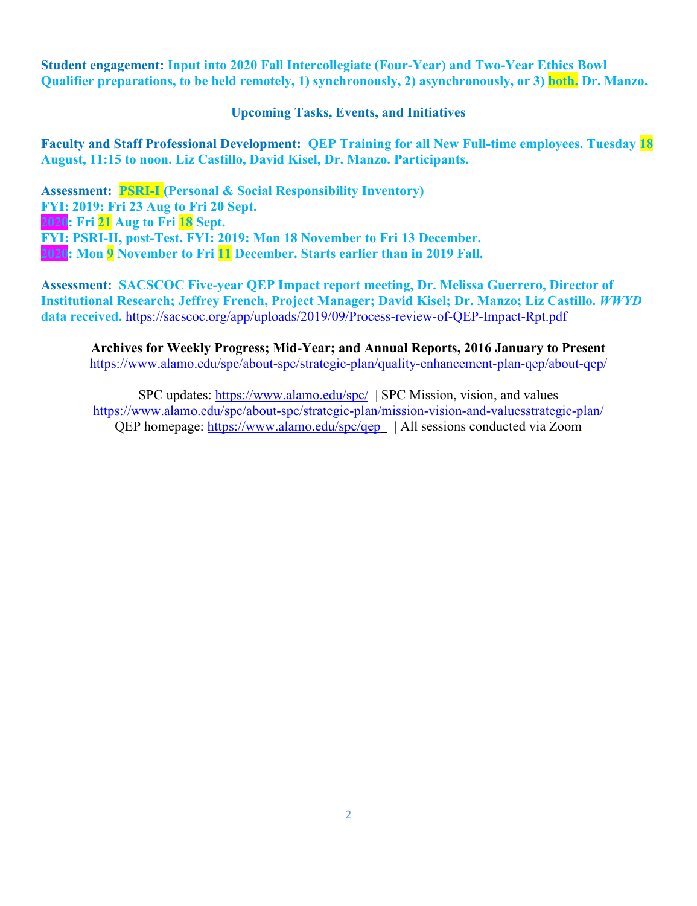**Student engagement:** **Input into 2020 Fall Intercollegiate (Four-Year) and Two-Year Ethics Bowl Qualifier preparations, to be held remotely, 1) synchronously, 2) asynchronously, or 3) both. Dr. Manzo.**

### Upcoming Tasks, Events, and Initiatives

**Faculty and Staff Professional Development:** **QEP Training for all New Full-time employees. Tuesday 18 August, 11:15 to noon. Liz Castillo, David Kisel, Dr. Manzo. Participants.**

**Assessment:** **PSRI-I (Personal & Social Responsibility Inventory)**
**FYI: 2019: Fri 23 Aug to Fri 20 Sept.**
**2020: Fri 21 Aug to Fri 18 Sept.**
**FYI: PSRI-II, post-Test. FYI: 2019: Mon 18 November to Fri 13 December.**
**2020: Mon 9 November to Fri 11 December. Starts earlier than in 2019 Fall.**

**Assessment:** **SACSCOC Five-year QEP Impact report meeting, Dr. Melissa Guerrero, Director of Institutional Research; Jeffrey French, Project Manager; David Kisel; Dr. Manzo; Liz Castillo.** ***WWYD*** **data received.** https://sacscoc.org/app/uploads/2019/09/Process-review-of-QEP-Impact-Rpt.pdf

**Archives for Weekly Progress; Mid-Year; and Annual Reports, 2016 January to Present**
https://www.alamo.edu/spc/about-spc/strategic-plan/quality-enhancement-plan-qep/about-qep/

SPC updates: https://www.alamo.edu/spc/ | SPC Mission, vision, and values
https://www.alamo.edu/spc/about-spc/strategic-plan/mission-vision-and-valuesstrategic-plan/
QEP homepage: https://www.alamo.edu/spc/qep | All sessions conducted via Zoom